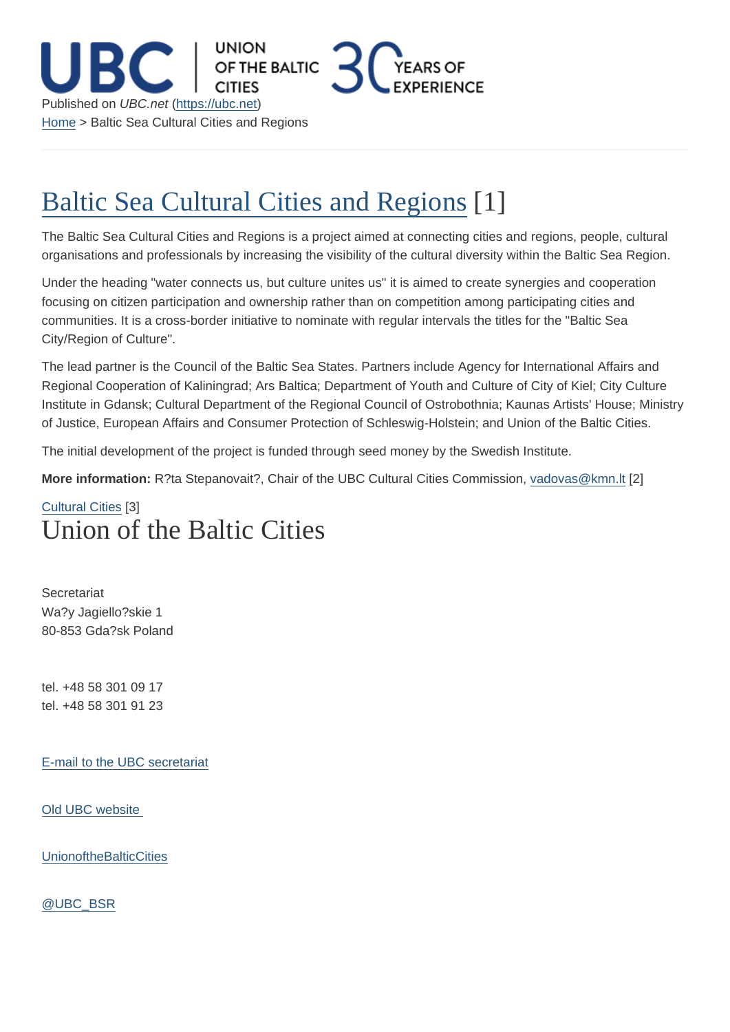Published on *UBC.net* (https://ubc.net)
Home > Baltic Sea Cultural Cities and Regions

# Baltic Sea Cultural Cities and Regions [1]

The Baltic Sea Cultural Cities and Regions is a project aimed at connecting cities and regions, people, cultural organisations and professionals by increasing the visibility of the cultural diversity within the Baltic Sea Region.

Under the heading "water connects us, but culture unites us" it is aimed to create synergies and cooperation focusing on citizen participation and ownership rather than on competition among participating cities and communities. It is a cross-border initiative to nominate with regular intervals the titles for the "Baltic Sea City/Region of Culture".

The lead partner is the Council of the Baltic Sea States. Partners include Agency for International Affairs and Regional Cooperation of Kaliningrad; Ars Baltica; Department of Youth and Culture of City of Kiel; City Culture Institute in Gdansk; Cultural Department of the Regional Council of Ostrobothnia; Kaunas Artists' House; Ministry of Justice, European Affairs and Consumer Protection of Schleswig-Holstein; and Union of the Baltic Cities.

The initial development of the project is funded through seed money by the Swedish Institute.

**More information:** R?ta Stepanovait?, Chair of the UBC Cultural Cities Commission, vadovas@kmn.lt [2]

Cultural Cities [3]

# Union of the Baltic Cities

Secretariat
Wa?y Jagiello?skie 1
80-853 Gda?sk Poland

tel. +48 58 301 09 17
tel. +48 58 301 91 23

E-mail to the UBC secretariat

Old UBC website

UnionoftheBalticCities

@UBC_BSR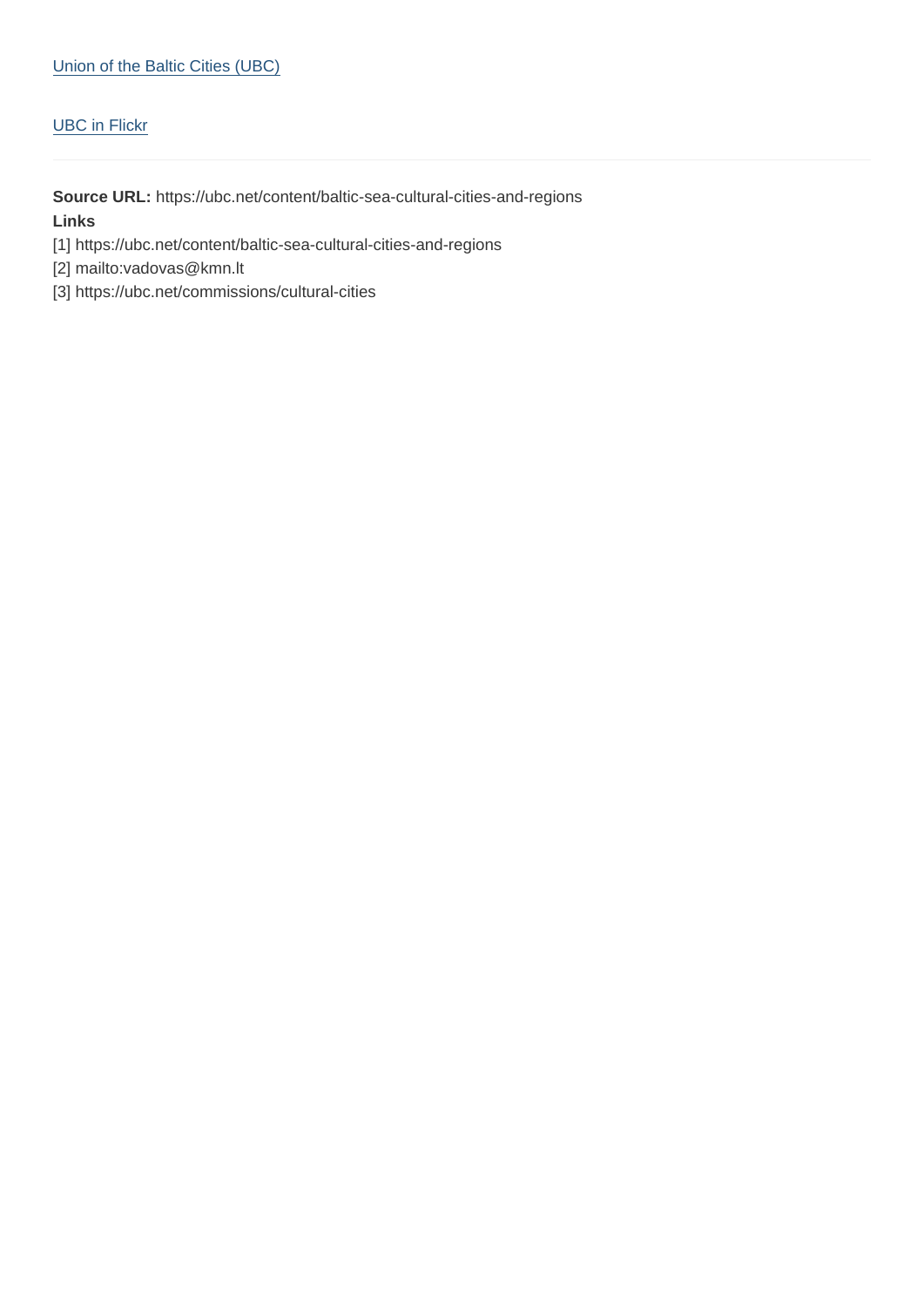[Union of the Baltic Cities (UBC)](https://ubc.net)

[UBC in Flickr](https://www.flickr.com)

---

**Source URL:** https://ubc.net/content/baltic-sea-cultural-cities-and-regions

**Links**

[1] https://ubc.net/content/baltic-sea-cultural-cities-and-regions
[2] mailto:vadovas@kmn.lt
[3] https://ubc.net/commissions/cultural-cities